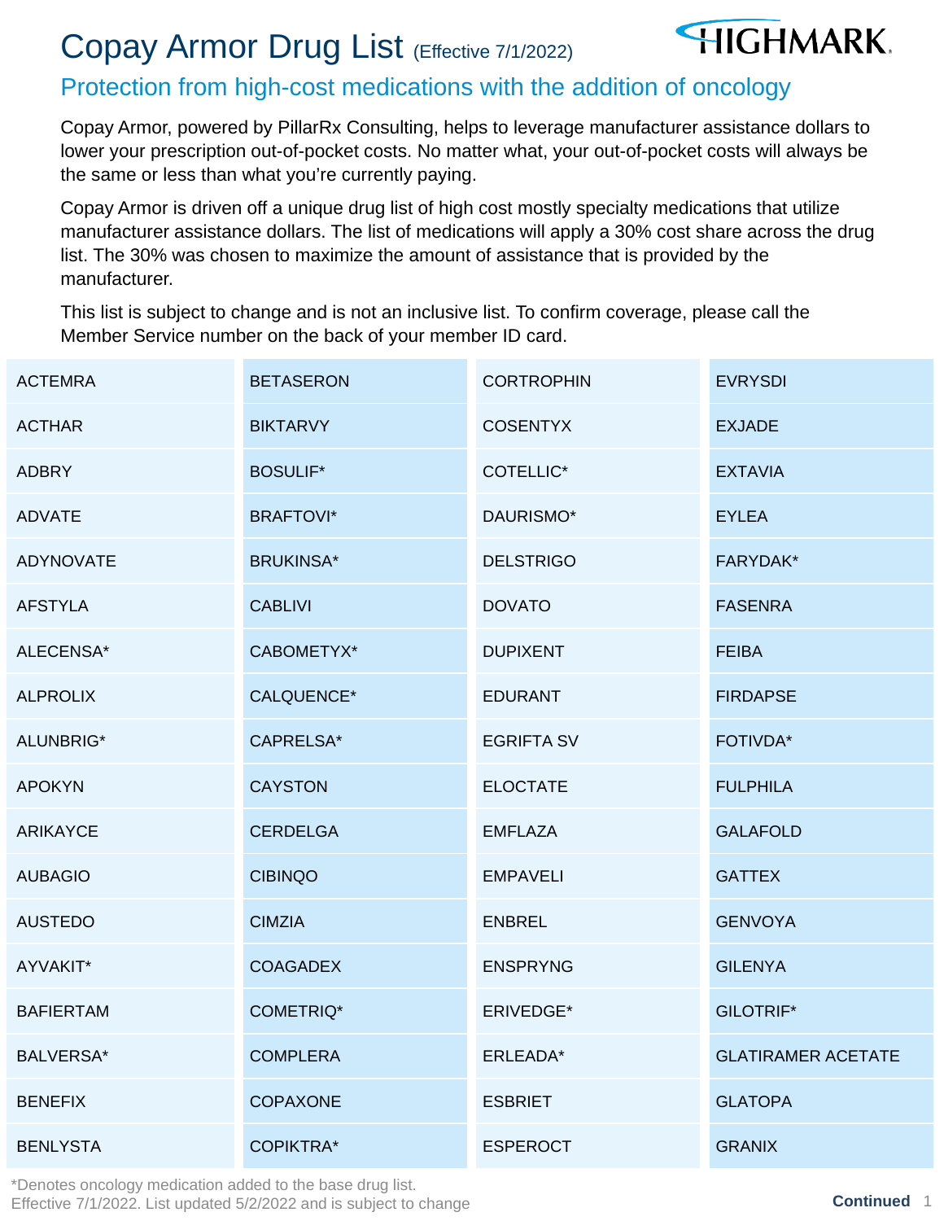# Copay Armor Drug List (Effective 7/1/2022)

HIGHMARK

## Protection from high-cost medications with the addition of oncology

Copay Armor, powered by PillarRx Consulting, helps to leverage manufacturer assistance dollars to lower your prescription out-of-pocket costs. No matter what, your out-of-pocket costs will always be the same or less than what you're currently paying.

Copay Armor is driven off a unique drug list of high cost mostly specialty medications that utilize manufacturer assistance dollars. The list of medications will apply a 30% cost share across the drug list. The 30% was chosen to maximize the amount of assistance that is provided by the manufacturer.

This list is subject to change and is not an inclusive list. To confirm coverage, please call the Member Service number on the back of your member ID card.

| | | | |
|---|---|---|---|
| ACTEMRA | BETASERON | CORTROPHIN | EVRYSDI |
| ACTHAR | BIKTARVY | COSENTYX | EXJADE |
| ADBRY | BOSULIF* | COTELLIC* | EXTAVIA |
| ADVATE | BRAFTOVI* | DAURISMO* | EYLEA |
| ADYNOVATE | BRUKINSA* | DELSTRIGO | FARYDAK* |
| AFSTYLA | CABLIVI | DOVATO | FASENRA |
| ALECENSA* | CABOMETYX* | DUPIXENT | FEIBA |
| ALPROLIX | CALQUENCE* | EDURANT | FIRDAPSE |
| ALUNBRIG* | CAPRELSA* | EGRIFTA SV | FOTIVDA* |
| APOKYN | CAYSTON | ELOCTATE | FULPHILA |
| ARIKAYCE | CERDELGA | EMFLAZA | GALAFOLD |
| AUBAGIO | CIBINQO | EMPAVELI | GATTEX |
| AUSTEDO | CIMZIA | ENBREL | GENVOYA |
| AYVAKIT* | COAGADEX | ENSPRYNG | GILENYA |
| BAFIERTAM | COMETRIQ* | ERIVEDGE* | GILOTRIF* |
| BALVERSA* | COMPLERA | ERLEADA* | GLATIRAMER ACETATE |
| BENEFIX | COPAXONE | ESBRIET | GLATOPA |
| BENLYSTA | COPIKTRA* | ESPEROCT | GRANIX |

*Denotes oncology medication added to the base drug list.
Effective 7/1/2022. List updated 5/2/2022 and is subject to change

**Continued**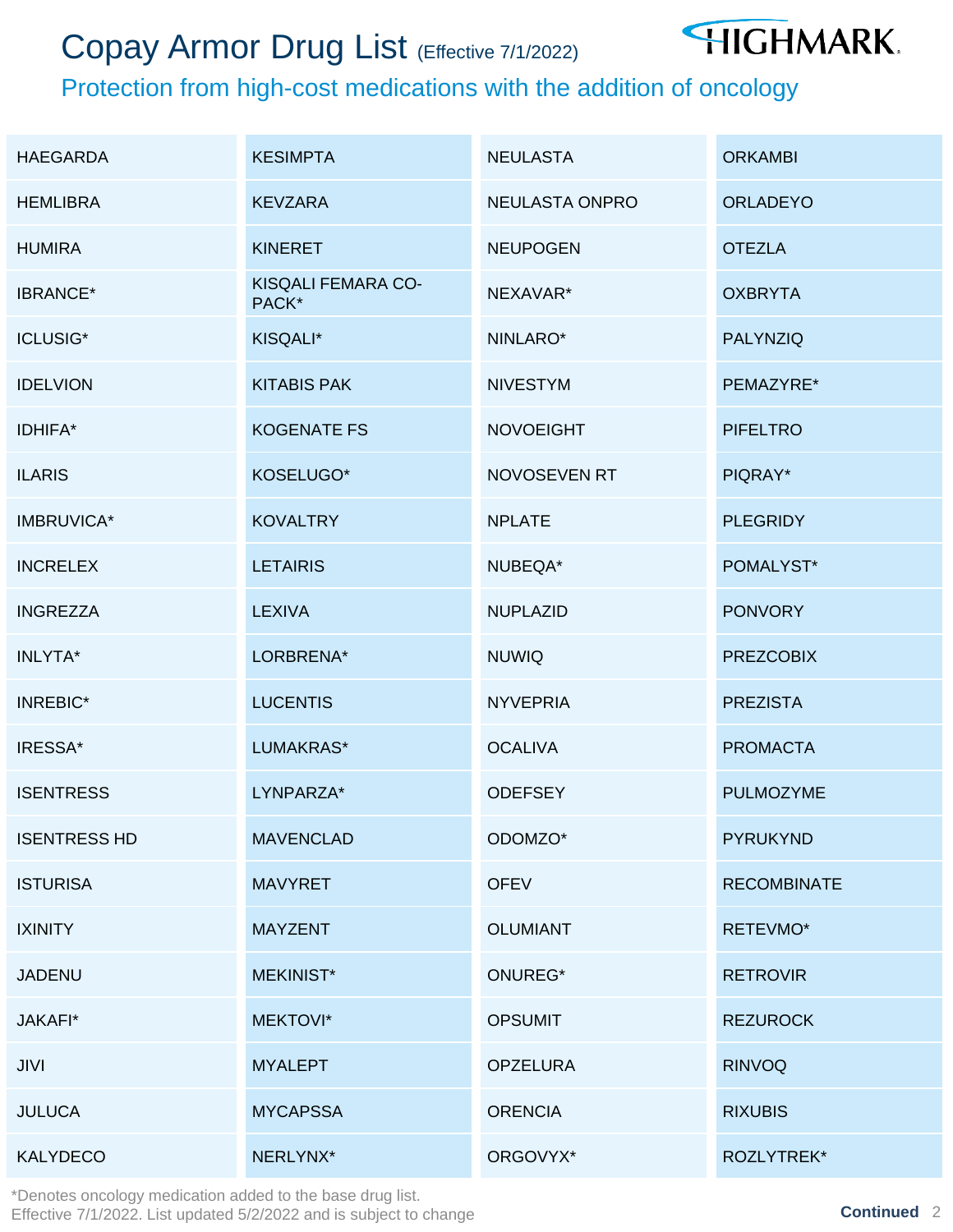# Copay Armor Drug List (Effective 7/1/2022)

## Protection from high-cost medications with the addition of oncology

| | | | |
|---|---|---|---|
| HAEGARDA | KESIMPTA | NEULASTA | ORKAMBI |
| HEMLIBRA | KEVZARA | NEULASTA ONPRO | ORLADEYO |
| HUMIRA | KINERET | NEUPOGEN | OTEZLA |
| IBRANCE* | KISQALI FEMARA CO-PACK* | NEXAVAR* | OXBRYTA |
| ICLUSIG* | KISQALI* | NINLARO* | PALYNZIQ |
| IDELVION | KITABIS PAK | NIVESTYM | PEMAZYRE* |
| IDHIFA* | KOGENATE FS | NOVOEIGHT | PIFELTRO |
| ILARIS | KOSELUGO* | NOVOSEVEN RT | PIQRAY* |
| IMBRUVICA* | KOVALTRY | NPLATE | PLEGRIDY |
| INCRELEX | LETAIRIS | NUBEQA* | POMALYST* |
| INGREZZA | LEXIVA | NUPLAZID | PONVORY |
| INLYTA* | LORBRENA* | NUWIQ | PREZCOBIX |
| INREBIC* | LUCENTIS | NYVEPRIA | PREZISTA |
| IRESSA* | LUMAKRAS* | OCALIVA | PROMACTA |
| ISENTRESS | LYNPARZA* | ODEFSEY | PULMOZYME |
| ISENTRESS HD | MAVENCLAD | ODOMZO* | PYRUKYND |
| ISTURISA | MAVYRET | OFEV | RECOMBINATE |
| IXINITY | MAYZENT | OLUMIANT | RETEVMO* |
| JADENU | MEKINIST* | ONUREG* | RETROVIR |
| JAKAFI* | MEKTOVI* | OPSUMIT | REZUROCK |
| JIVI | MYALEPT | OPZELURA | RINVOQ |
| JULUCA | MYCAPSSA | ORENCIA | RIXUBIS |
| KALYDECO | NERLYNX* | ORGOVYX* | ROZLYTREK* |

*Denotes oncology medication added to the base drug list.
Effective 7/1/2022. List updated 5/2/2022 and is subject to change

**Continued**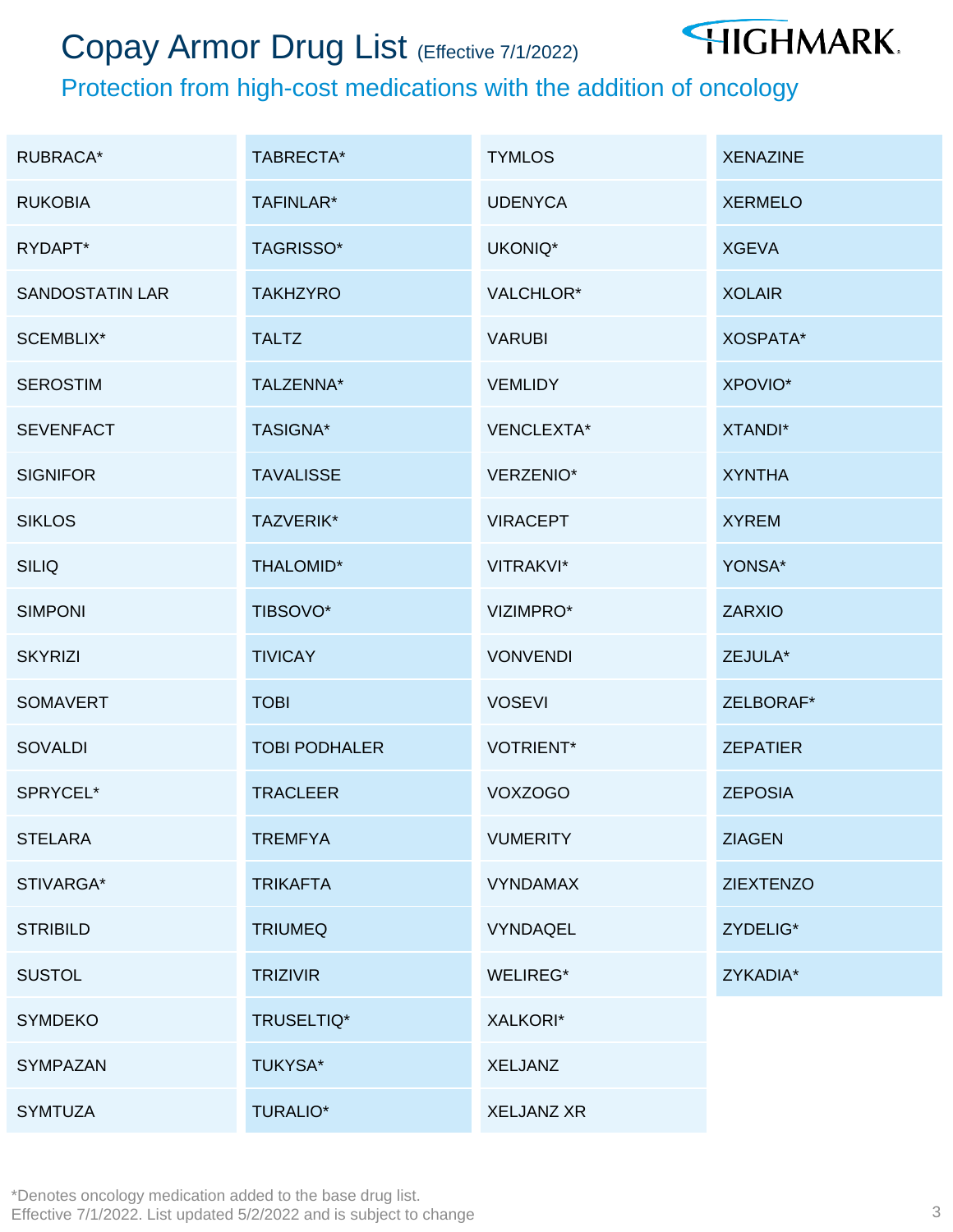# Copay Armor Drug List (Effective 7/1/2022)

HIGHMARK

## Protection from high-cost medications with the addition of oncology

| | | | |
|---|---|---|---|
| RUBRACA* | TABRECTA* | TYMLOS | XENAZINE |
| RUKOBIA | TAFINLAR* | UDENYCA | XERMELO |
| RYDAPT* | TAGRISSO* | UKONIQ* | XGEVA |
| SANDOSTATIN LAR | TAKHZYRO | VALCHLOR* | XOLAIR |
| SCEMBLIX* | TALTZ | VARUBI | XOSPATA* |
| SEROSTIM | TALZENNA* | VEMLIDY | XPOVIO* |
| SEVENFACT | TASIGNA* | VENCLEXTA* | XTANDI* |
| SIGNIFOR | TAVALISSE | VERZENIO* | XYNTHA |
| SIKLOS | TAZVERIK* | VIRACEPT | XYREM |
| SILIQ | THALOMID* | VITRAKVI* | YONSA* |
| SIMPONI | TIBSOVO* | VIZIMPRO* | ZARXIO |
| SKYRIZI | TIVICAY | VONVENDI | ZEJULA* |
| SOMAVERT | TOBI | VOSEVI | ZELBORAF* |
| SOVALDI | TOBI PODHALER | VOTRIENT* | ZEPATIER |
| SPRYCEL* | TRACLEER | VOXZOGO | ZEPOSIA |
| STELARA | TREMFYA | VUMERITY | ZIAGEN |
| STIVARGA* | TRIKAFTA | VYNDAMAX | ZIEXTENZO |
| STRIBILD | TRIUMEQ | VYNDAQEL | ZYDELIG* |
| SUSTOL | TRIZIVIR | WELIREG* | ZYKADIA* |
| SYMDEKO | TRUSELTIQ* | XALKORI* | |
| SYMPAZAN | TUKYSA* | XELJANZ | |
| SYMTUZA | TURALIO* | XELJANZ XR | |

*Denotes oncology medication added to the base drug list.
Effective 7/1/2022. List updated 5/2/2022 and is subject to change